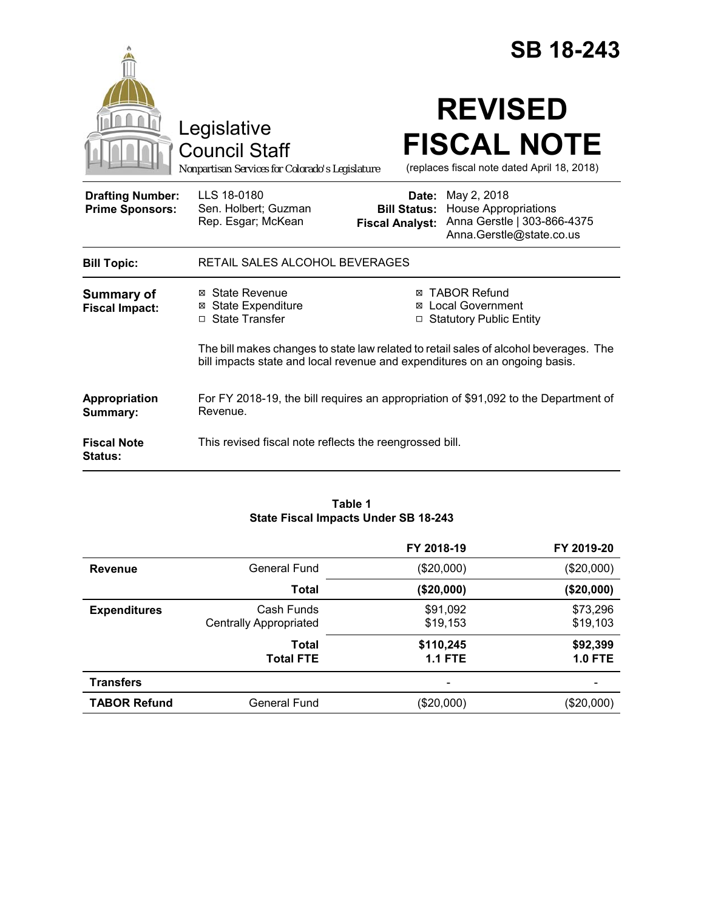# SB 18-243

Legislative Council Staff

*Nonpartisan Services for Colorado's Legislature*

# REVISED FISCAL NOTE

(replaces fiscal note dated April 18, 2018)

| | | | |
|---|---|---|---|
| **Drafting Number:** | LLS 18-0180 | **Date:** | May 2, 2018 |
| **Prime Sponsors:** | Sen. Holbert; Guzman<br>Rep. Esgar; McKean | **Bill Status:** | House Appropriations |
| | | **Fiscal Analyst:** | Anna Gerstle \| 303-866-4375<br>Anna.Gerstle@state.co.us |

| | |
|---|---|
| **Bill Topic:** | RETAIL SALES ALCOHOL BEVERAGES |

**Summary of Fiscal Impact:**

- ☒ State Revenue
- ☒ State Expenditure
- ☐ State Transfer
- ☒ TABOR Refund
- ☒ Local Government
- ☐ Statutory Public Entity

The bill makes changes to state law related to retail sales of alcohol beverages. The bill impacts state and local revenue and expenditures on an ongoing basis.

**Appropriation Summary:** For FY 2018-19, the bill requires an appropriation of $91,092 to the Department of Revenue.

**Fiscal Note Status:** This revised fiscal note reflects the reengrossed bill.

**Table 1**
**State Fiscal Impacts Under SB 18-243**

| | | FY 2018-19 | FY 2019-20 |
|---|---|---|---|
| **Revenue** | General Fund | ($20,000) | ($20,000) |
| | **Total** | **($20,000)** | **($20,000)** |
| **Expenditures** | Cash Funds | $91,092 | $73,296 |
| | Centrally Appropriated | $19,153 | $19,103 |
| | **Total** | **$110,245** | **$92,399** |
| | **Total FTE** | **1.1 FTE** | **1.0 FTE** |
| **Transfers** | | - | - |
| **TABOR Refund** | General Fund | ($20,000) | ($20,000) |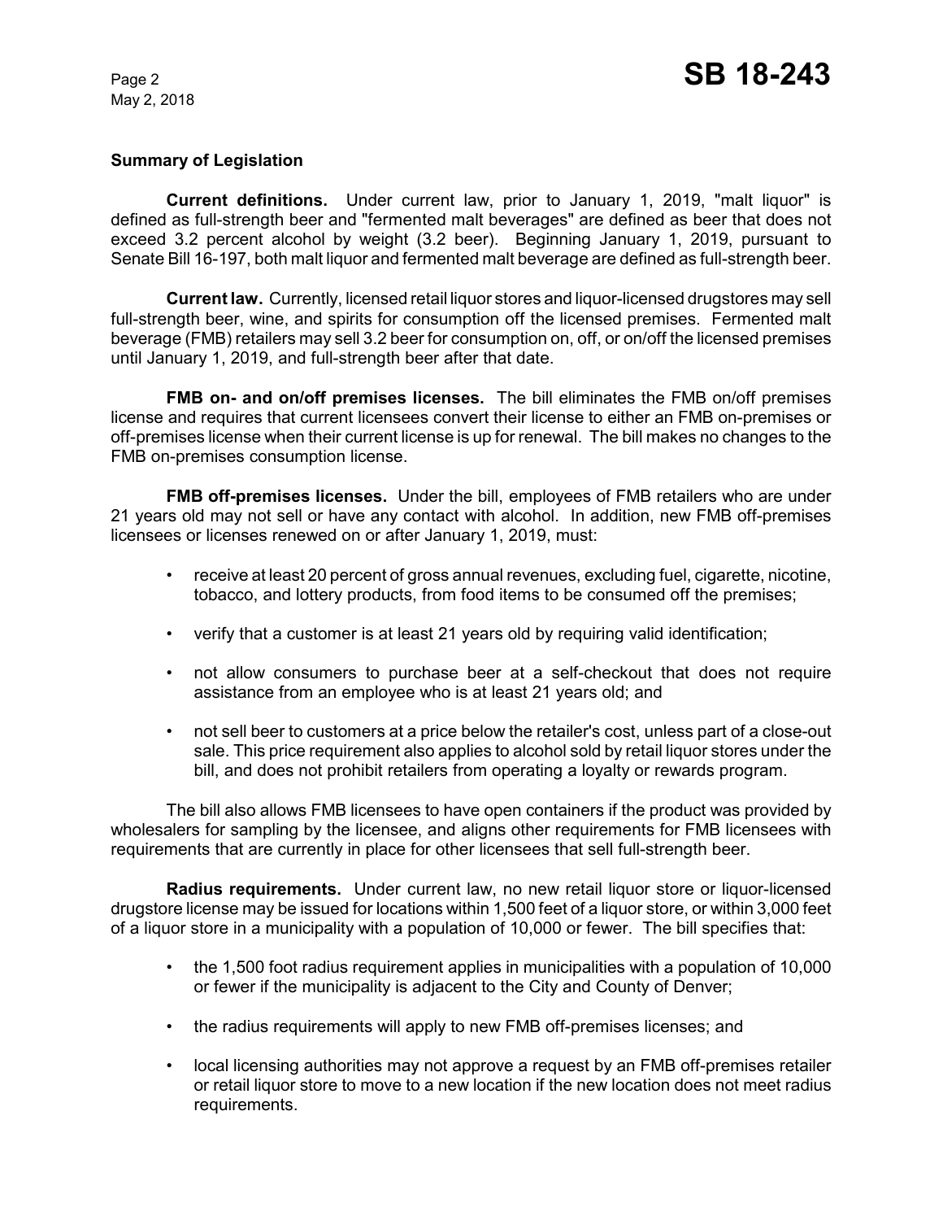## Summary of Legislation

**Current definitions.** Under current law, prior to January 1, 2019, "malt liquor" is defined as full-strength beer and "fermented malt beverages" are defined as beer that does not exceed 3.2 percent alcohol by weight (3.2 beer). Beginning January 1, 2019, pursuant to Senate Bill 16-197, both malt liquor and fermented malt beverage are defined as full-strength beer.

**Current law.** Currently, licensed retail liquor stores and liquor-licensed drugstores may sell full-strength beer, wine, and spirits for consumption off the licensed premises. Fermented malt beverage (FMB) retailers may sell 3.2 beer for consumption on, off, or on/off the licensed premises until January 1, 2019, and full-strength beer after that date.

**FMB on- and on/off premises licenses.** The bill eliminates the FMB on/off premises license and requires that current licensees convert their license to either an FMB on-premises or off-premises license when their current license is up for renewal. The bill makes no changes to the FMB on-premises consumption license.

**FMB off-premises licenses.** Under the bill, employees of FMB retailers who are under 21 years old may not sell or have any contact with alcohol. In addition, new FMB off-premises licensees or licenses renewed on or after January 1, 2019, must:

- receive at least 20 percent of gross annual revenues, excluding fuel, cigarette, nicotine, tobacco, and lottery products, from food items to be consumed off the premises;
- verify that a customer is at least 21 years old by requiring valid identification;
- not allow consumers to purchase beer at a self-checkout that does not require assistance from an employee who is at least 21 years old; and
- not sell beer to customers at a price below the retailer's cost, unless part of a close-out sale. This price requirement also applies to alcohol sold by retail liquor stores under the bill, and does not prohibit retailers from operating a loyalty or rewards program.

The bill also allows FMB licensees to have open containers if the product was provided by wholesalers for sampling by the licensee, and aligns other requirements for FMB licensees with requirements that are currently in place for other licensees that sell full-strength beer.

**Radius requirements.** Under current law, no new retail liquor store or liquor-licensed drugstore license may be issued for locations within 1,500 feet of a liquor store, or within 3,000 feet of a liquor store in a municipality with a population of 10,000 or fewer. The bill specifies that:

- the 1,500 foot radius requirement applies in municipalities with a population of 10,000 or fewer if the municipality is adjacent to the City and County of Denver;
- the radius requirements will apply to new FMB off-premises licenses; and
- local licensing authorities may not approve a request by an FMB off-premises retailer or retail liquor store to move to a new location if the new location does not meet radius requirements.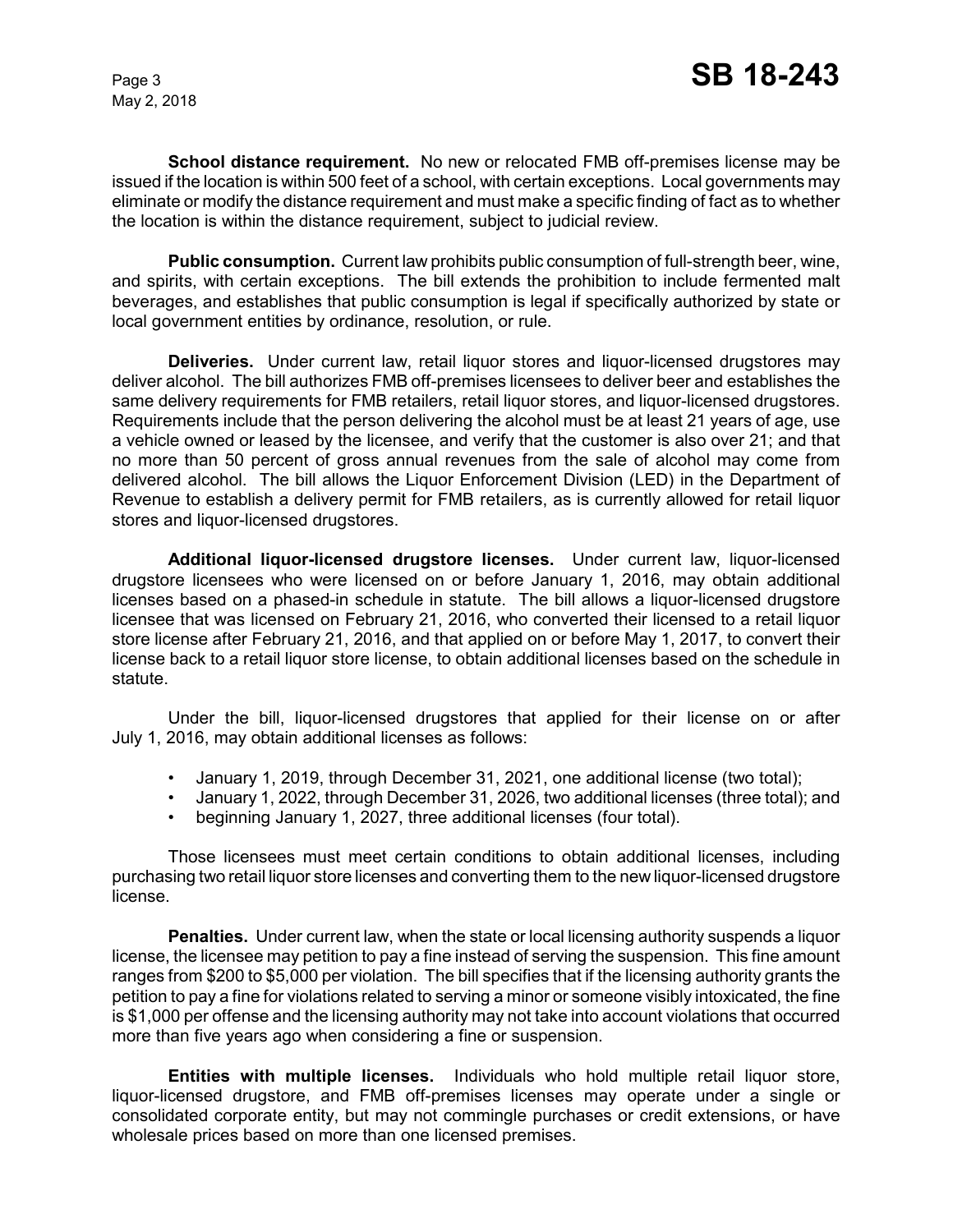**School distance requirement.** No new or relocated FMB off-premises license may be issued if the location is within 500 feet of a school, with certain exceptions. Local governments may eliminate or modify the distance requirement and must make a specific finding of fact as to whether the location is within the distance requirement, subject to judicial review.

**Public consumption.** Current law prohibits public consumption of full-strength beer, wine, and spirits, with certain exceptions. The bill extends the prohibition to include fermented malt beverages, and establishes that public consumption is legal if specifically authorized by state or local government entities by ordinance, resolution, or rule.

**Deliveries.** Under current law, retail liquor stores and liquor-licensed drugstores may deliver alcohol. The bill authorizes FMB off-premises licensees to deliver beer and establishes the same delivery requirements for FMB retailers, retail liquor stores, and liquor-licensed drugstores. Requirements include that the person delivering the alcohol must be at least 21 years of age, use a vehicle owned or leased by the licensee, and verify that the customer is also over 21; and that no more than 50 percent of gross annual revenues from the sale of alcohol may come from delivered alcohol. The bill allows the Liquor Enforcement Division (LED) in the Department of Revenue to establish a delivery permit for FMB retailers, as is currently allowed for retail liquor stores and liquor-licensed drugstores.

**Additional liquor-licensed drugstore licenses.** Under current law, liquor-licensed drugstore licensees who were licensed on or before January 1, 2016, may obtain additional licenses based on a phased-in schedule in statute. The bill allows a liquor-licensed drugstore licensee that was licensed on February 21, 2016, who converted their licensed to a retail liquor store license after February 21, 2016, and that applied on or before May 1, 2017, to convert their license back to a retail liquor store license, to obtain additional licenses based on the schedule in statute.

Under the bill, liquor-licensed drugstores that applied for their license on or after July 1, 2016, may obtain additional licenses as follows:

- January 1, 2019, through December 31, 2021, one additional license (two total);
- January 1, 2022, through December 31, 2026, two additional licenses (three total); and
- beginning January 1, 2027, three additional licenses (four total).

Those licensees must meet certain conditions to obtain additional licenses, including purchasing two retail liquor store licenses and converting them to the new liquor-licensed drugstore license.

**Penalties.** Under current law, when the state or local licensing authority suspends a liquor license, the licensee may petition to pay a fine instead of serving the suspension. This fine amount ranges from \$200 to \$5,000 per violation. The bill specifies that if the licensing authority grants the petition to pay a fine for violations related to serving a minor or someone visibly intoxicated, the fine is \$1,000 per offense and the licensing authority may not take into account violations that occurred more than five years ago when considering a fine or suspension.

**Entities with multiple licenses.** Individuals who hold multiple retail liquor store, liquor-licensed drugstore, and FMB off-premises licenses may operate under a single or consolidated corporate entity, but may not commingle purchases or credit extensions, or have wholesale prices based on more than one licensed premises.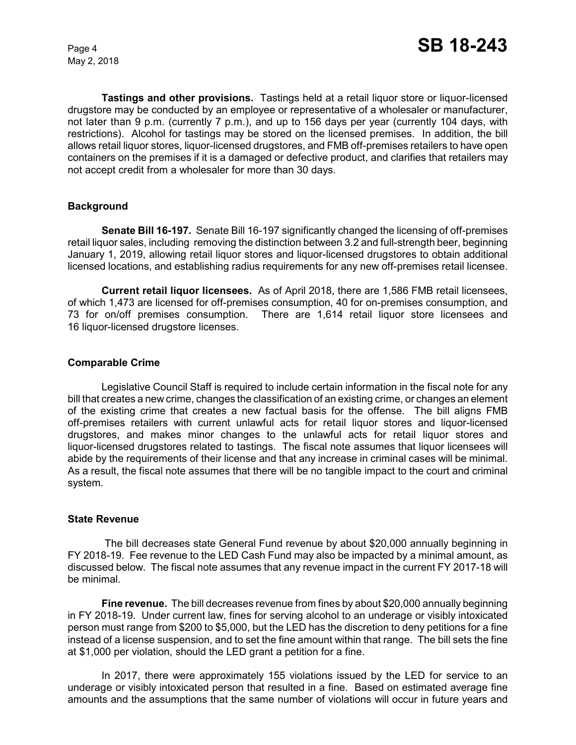**Tastings and other provisions.** Tastings held at a retail liquor store or liquor-licensed drugstore may be conducted by an employee or representative of a wholesaler or manufacturer, not later than 9 p.m. (currently 7 p.m.), and up to 156 days per year (currently 104 days, with restrictions). Alcohol for tastings may be stored on the licensed premises. In addition, the bill allows retail liquor stores, liquor-licensed drugstores, and FMB off-premises retailers to have open containers on the premises if it is a damaged or defective product, and clarifies that retailers may not accept credit from a wholesaler for more than 30 days.

## Background

**Senate Bill 16-197.** Senate Bill 16-197 significantly changed the licensing of off-premises retail liquor sales, including removing the distinction between 3.2 and full-strength beer, beginning January 1, 2019, allowing retail liquor stores and liquor-licensed drugstores to obtain additional licensed locations, and establishing radius requirements for any new off-premises retail licensee.

**Current retail liquor licensees.** As of April 2018, there are 1,586 FMB retail licensees, of which 1,473 are licensed for off-premises consumption, 40 for on-premises consumption, and 73 for on/off premises consumption. There are 1,614 retail liquor store licensees and 16 liquor-licensed drugstore licenses.

## Comparable Crime

Legislative Council Staff is required to include certain information in the fiscal note for any bill that creates a new crime, changes the classification of an existing crime, or changes an element of the existing crime that creates a new factual basis for the offense. The bill aligns FMB off-premises retailers with current unlawful acts for retail liquor stores and liquor-licensed drugstores, and makes minor changes to the unlawful acts for retail liquor stores and liquor-licensed drugstores related to tastings. The fiscal note assumes that liquor licensees will abide by the requirements of their license and that any increase in criminal cases will be minimal. As a result, the fiscal note assumes that there will be no tangible impact to the court and criminal system.

## State Revenue

The bill decreases state General Fund revenue by about $20,000 annually beginning in FY 2018-19. Fee revenue to the LED Cash Fund may also be impacted by a minimal amount, as discussed below. The fiscal note assumes that any revenue impact in the current FY 2017-18 will be minimal.

**Fine revenue.** The bill decreases revenue from fines by about $20,000 annually beginning in FY 2018-19. Under current law, fines for serving alcohol to an underage or visibly intoxicated person must range from $200 to $5,000, but the LED has the discretion to deny petitions for a fine instead of a license suspension, and to set the fine amount within that range. The bill sets the fine at $1,000 per violation, should the LED grant a petition for a fine.

In 2017, there were approximately 155 violations issued by the LED for service to an underage or visibly intoxicated person that resulted in a fine. Based on estimated average fine amounts and the assumptions that the same number of violations will occur in future years and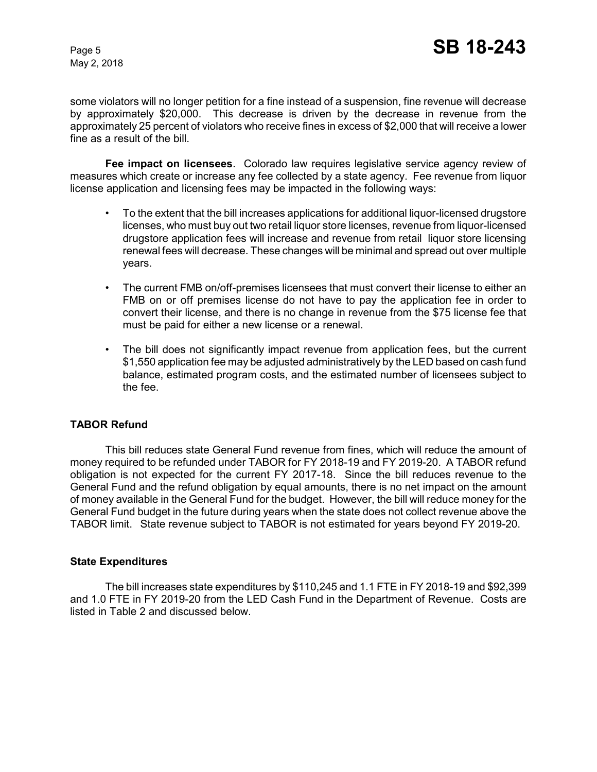some violators will no longer petition for a fine instead of a suspension, fine revenue will decrease by approximately $20,000. This decrease is driven by the decrease in revenue from the approximately 25 percent of violators who receive fines in excess of $2,000 that will receive a lower fine as a result of the bill.

**Fee impact on licensees**. Colorado law requires legislative service agency review of measures which create or increase any fee collected by a state agency. Fee revenue from liquor license application and licensing fees may be impacted in the following ways:

- To the extent that the bill increases applications for additional liquor-licensed drugstore licenses, who must buy out two retail liquor store licenses, revenue from liquor-licensed drugstore application fees will increase and revenue from retail liquor store licensing renewal fees will decrease. These changes will be minimal and spread out over multiple years.
- The current FMB on/off-premises licensees that must convert their license to either an FMB on or off premises license do not have to pay the application fee in order to convert their license, and there is no change in revenue from the $75 license fee that must be paid for either a new license or a renewal.
- The bill does not significantly impact revenue from application fees, but the current $1,550 application fee may be adjusted administratively by the LED based on cash fund balance, estimated program costs, and the estimated number of licensees subject to the fee.

## TABOR Refund

This bill reduces state General Fund revenue from fines, which will reduce the amount of money required to be refunded under TABOR for FY 2018-19 and FY 2019-20. A TABOR refund obligation is not expected for the current FY 2017-18. Since the bill reduces revenue to the General Fund and the refund obligation by equal amounts, there is no net impact on the amount of money available in the General Fund for the budget. However, the bill will reduce money for the General Fund budget in the future during years when the state does not collect revenue above the TABOR limit. State revenue subject to TABOR is not estimated for years beyond FY 2019-20.

## State Expenditures

The bill increases state expenditures by $110,245 and 1.1 FTE in FY 2018-19 and $92,399 and 1.0 FTE in FY 2019-20 from the LED Cash Fund in the Department of Revenue. Costs are listed in Table 2 and discussed below.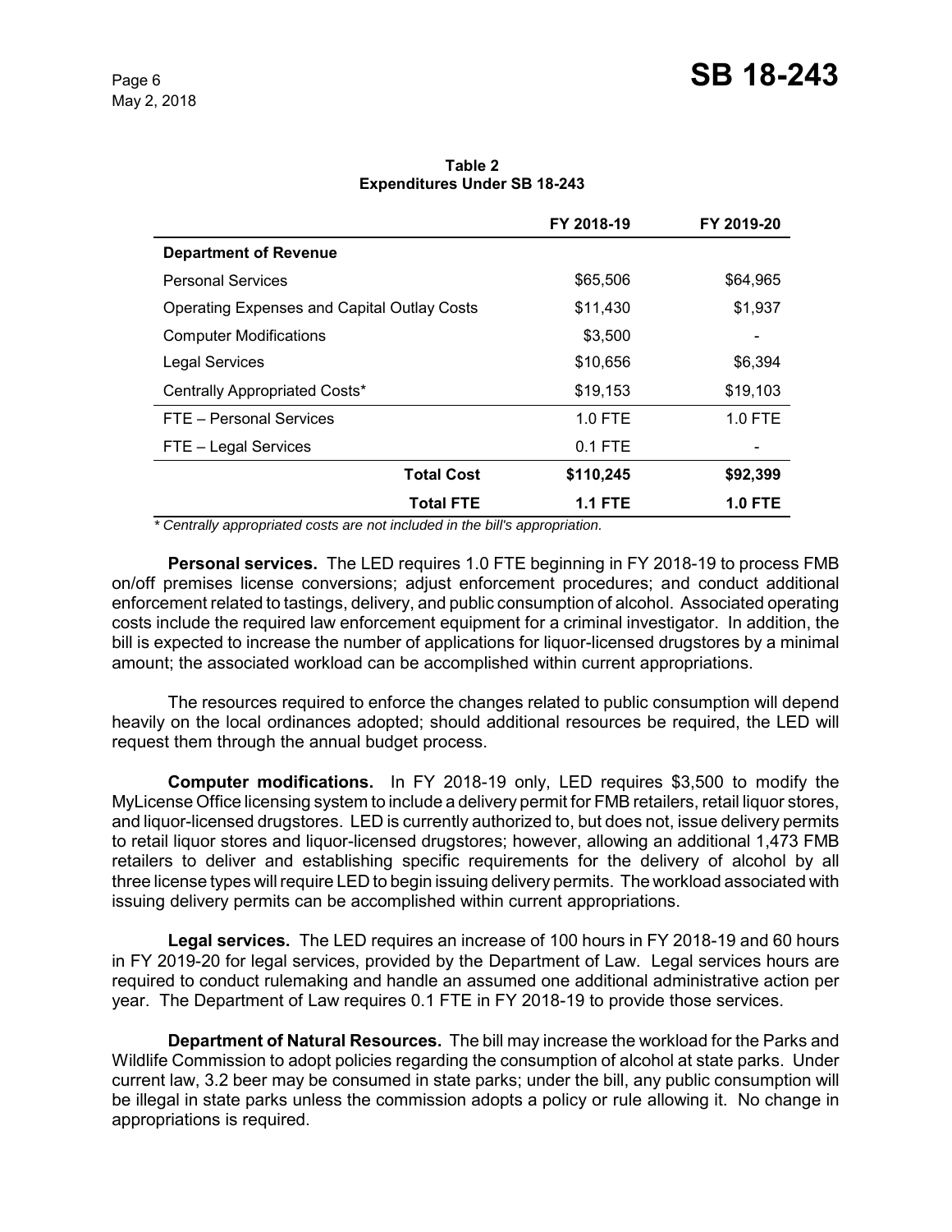**Table 2**
**Expenditures Under SB 18-243**

| | FY 2018-19 | FY 2019-20 |
|---|---|---|
| **Department of Revenue** | | |
| Personal Services | $65,506 | $64,965 |
| Operating Expenses and Capital Outlay Costs | $11,430 | $1,937 |
| Computer Modifications | $3,500 | - |
| Legal Services | $10,656 | $6,394 |
| Centrally Appropriated Costs* | $19,153 | $19,103 |
| FTE – Personal Services | 1.0 FTE | 1.0 FTE |
| FTE – Legal Services | 0.1 FTE | - |
| **Total Cost** | **$110,245** | **$92,399** |
| **Total FTE** | **1.1 FTE** | **1.0 FTE** |

*\* Centrally appropriated costs are not included in the bill's appropriation.*

**Personal services.** The LED requires 1.0 FTE beginning in FY 2018-19 to process FMB on/off premises license conversions; adjust enforcement procedures; and conduct additional enforcement related to tastings, delivery, and public consumption of alcohol. Associated operating costs include the required law enforcement equipment for a criminal investigator. In addition, the bill is expected to increase the number of applications for liquor-licensed drugstores by a minimal amount; the associated workload can be accomplished within current appropriations.

The resources required to enforce the changes related to public consumption will depend heavily on the local ordinances adopted; should additional resources be required, the LED will request them through the annual budget process.

**Computer modifications.** In FY 2018-19 only, LED requires $3,500 to modify the MyLicense Office licensing system to include a delivery permit for FMB retailers, retail liquor stores, and liquor-licensed drugstores. LED is currently authorized to, but does not, issue delivery permits to retail liquor stores and liquor-licensed drugstores; however, allowing an additional 1,473 FMB retailers to deliver and establishing specific requirements for the delivery of alcohol by all three license types will require LED to begin issuing delivery permits. The workload associated with issuing delivery permits can be accomplished within current appropriations.

**Legal services.** The LED requires an increase of 100 hours in FY 2018-19 and 60 hours in FY 2019-20 for legal services, provided by the Department of Law. Legal services hours are required to conduct rulemaking and handle an assumed one additional administrative action per year. The Department of Law requires 0.1 FTE in FY 2018-19 to provide those services.

**Department of Natural Resources.** The bill may increase the workload for the Parks and Wildlife Commission to adopt policies regarding the consumption of alcohol at state parks. Under current law, 3.2 beer may be consumed in state parks; under the bill, any public consumption will be illegal in state parks unless the commission adopts a policy or rule allowing it. No change in appropriations is required.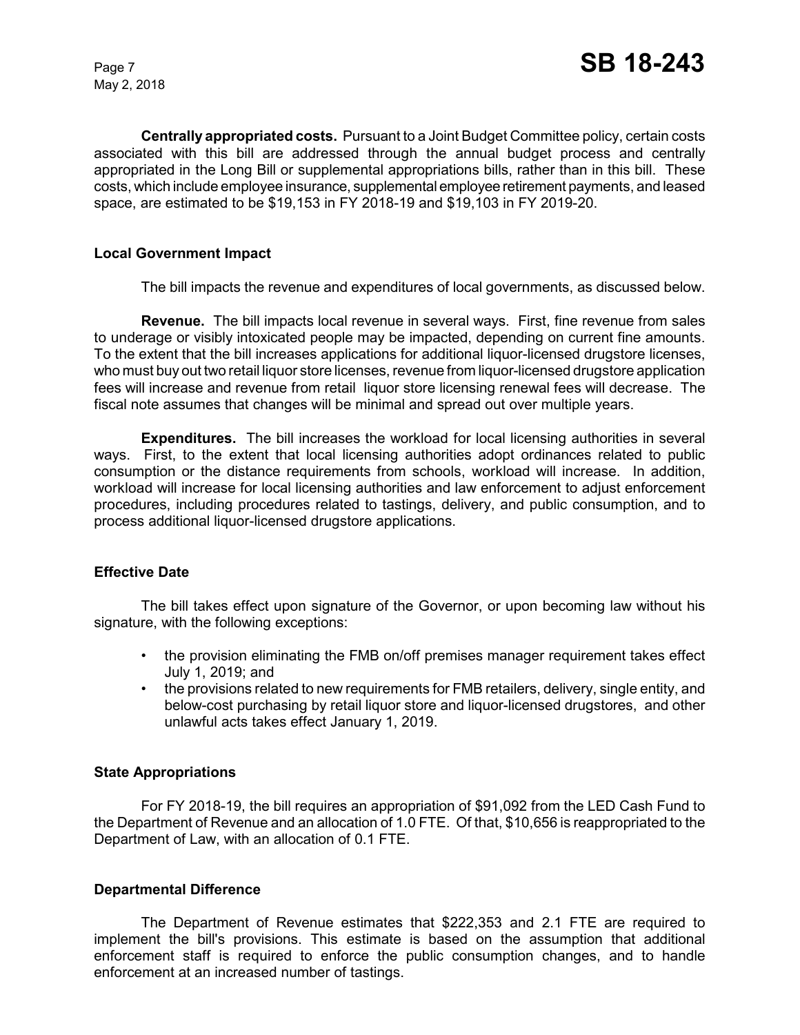**Centrally appropriated costs.** Pursuant to a Joint Budget Committee policy, certain costs associated with this bill are addressed through the annual budget process and centrally appropriated in the Long Bill or supplemental appropriations bills, rather than in this bill. These costs, which include employee insurance, supplemental employee retirement payments, and leased space, are estimated to be $19,153 in FY 2018-19 and $19,103 in FY 2019-20.

### Local Government Impact

The bill impacts the revenue and expenditures of local governments, as discussed below.

**Revenue.** The bill impacts local revenue in several ways. First, fine revenue from sales to underage or visibly intoxicated people may be impacted, depending on current fine amounts. To the extent that the bill increases applications for additional liquor-licensed drugstore licenses, who must buy out two retail liquor store licenses, revenue from liquor-licensed drugstore application fees will increase and revenue from retail liquor store licensing renewal fees will decrease. The fiscal note assumes that changes will be minimal and spread out over multiple years.

**Expenditures.** The bill increases the workload for local licensing authorities in several ways. First, to the extent that local licensing authorities adopt ordinances related to public consumption or the distance requirements from schools, workload will increase. In addition, workload will increase for local licensing authorities and law enforcement to adjust enforcement procedures, including procedures related to tastings, delivery, and public consumption, and to process additional liquor-licensed drugstore applications.

### Effective Date

The bill takes effect upon signature of the Governor, or upon becoming law without his signature, with the following exceptions:

- the provision eliminating the FMB on/off premises manager requirement takes effect July 1, 2019; and
- the provisions related to new requirements for FMB retailers, delivery, single entity, and below-cost purchasing by retail liquor store and liquor-licensed drugstores, and other unlawful acts takes effect January 1, 2019.

### State Appropriations

For FY 2018-19, the bill requires an appropriation of $91,092 from the LED Cash Fund to the Department of Revenue and an allocation of 1.0 FTE. Of that, $10,656 is reappropriated to the Department of Law, with an allocation of 0.1 FTE.

### Departmental Difference

The Department of Revenue estimates that $222,353 and 2.1 FTE are required to implement the bill's provisions. This estimate is based on the assumption that additional enforcement staff is required to enforce the public consumption changes, and to handle enforcement at an increased number of tastings.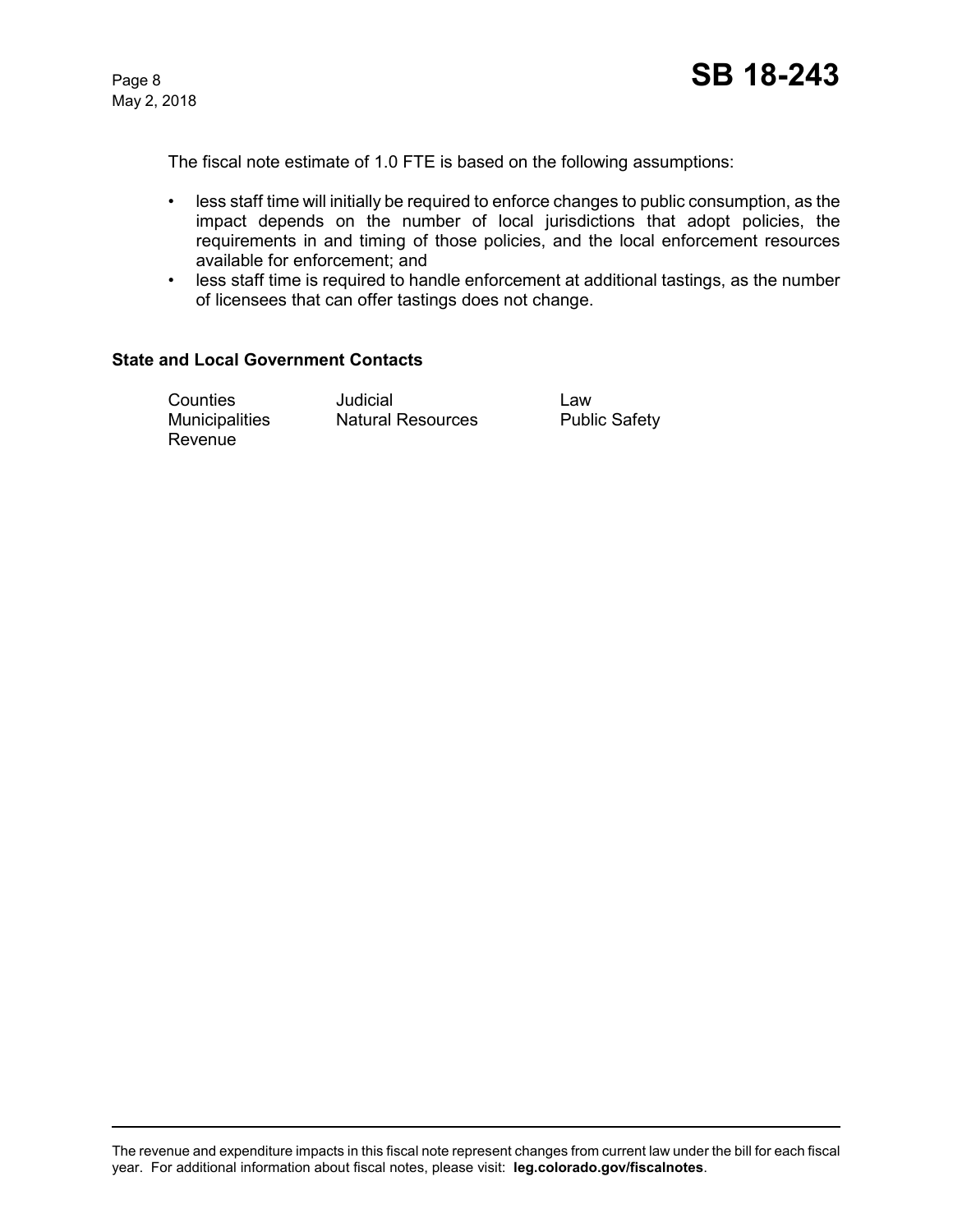The fiscal note estimate of 1.0 FTE is based on the following assumptions:

- less staff time will initially be required to enforce changes to public consumption, as the impact depends on the number of local jurisdictions that adopt policies, the requirements in and timing of those policies, and the local enforcement resources available for enforcement; and
- less staff time is required to handle enforcement at additional tastings, as the number of licensees that can offer tastings does not change.

**State and Local Government Contacts**

| | | |
|---|---|---|
| Counties | Judicial | Law |
| Municipalities | Natural Resources | Public Safety |
| Revenue | | |

The revenue and expenditure impacts in this fiscal note represent changes from current law under the bill for each fiscal year. For additional information about fiscal notes, please visit: **leg.colorado.gov/fiscalnotes**.